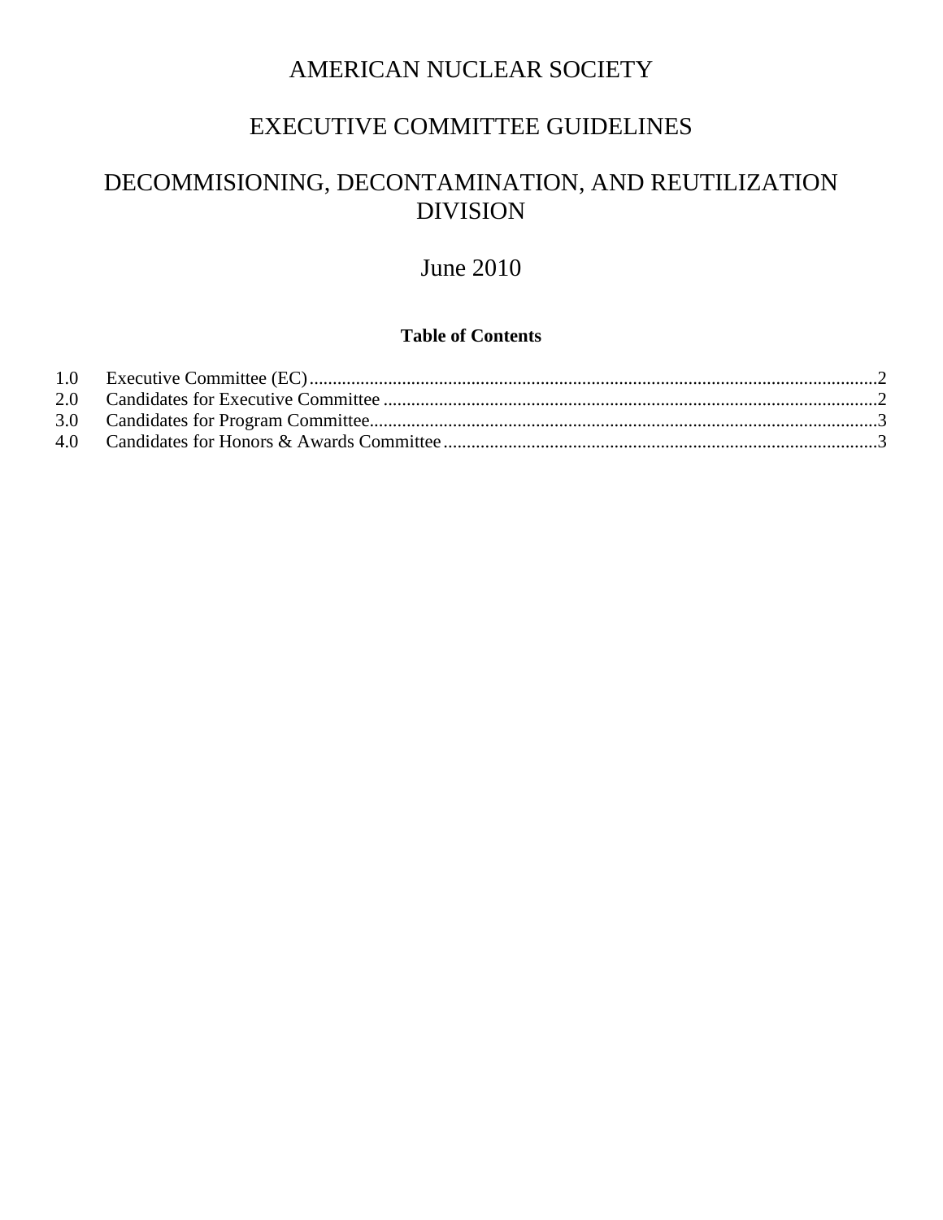# AMERICAN NUCLEAR SOCIETY

# EXECUTIVE COMMITTEE GUIDELINES

# DECOMMISIONING, DECONTAMINATION, AND REUTILIZATION DIVISION

## June 2010

**Table of Contents**

| | | |
|---|---|---|
| 1.0 | Executive Committee (EC) | 2 |
| 2.0 | Candidates for Executive Committee | 2 |
| 3.0 | Candidates for Program Committee | 3 |
| 4.0 | Candidates for Honors & Awards Committee | 3 |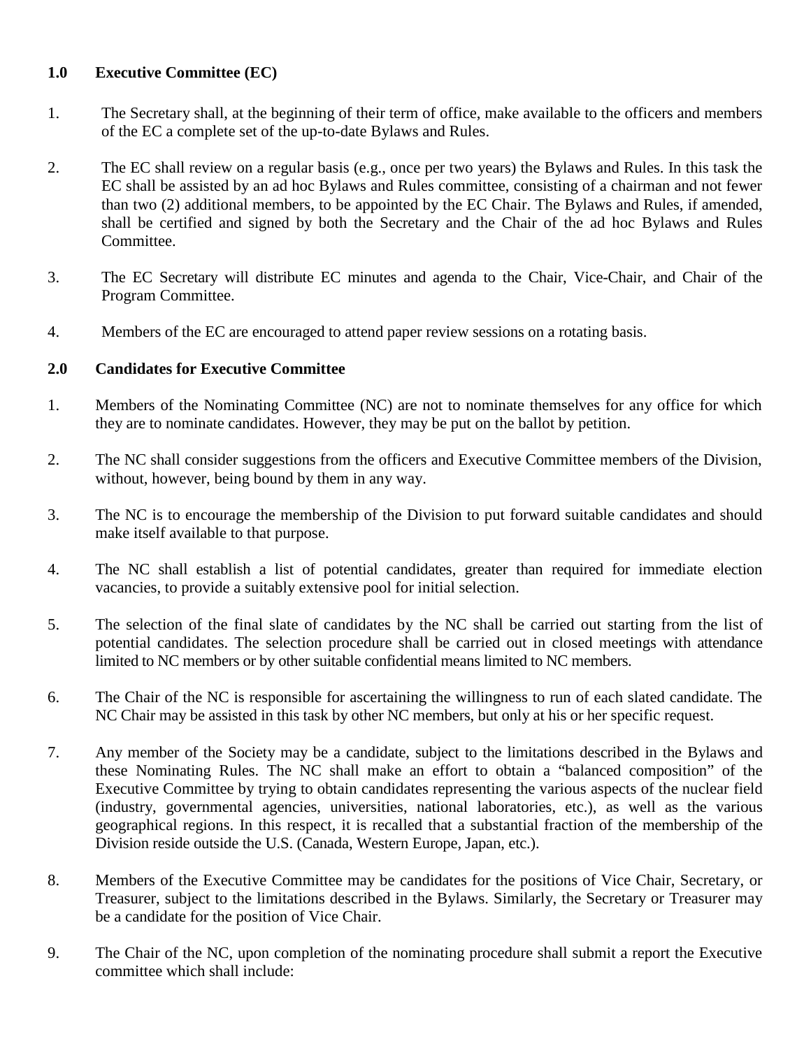## 1.0 Executive Committee (EC)

1. The Secretary shall, at the beginning of their term of office, make available to the officers and members of the EC a complete set of the up-to-date Bylaws and Rules.

2. The EC shall review on a regular basis (e.g., once per two years) the Bylaws and Rules. In this task the EC shall be assisted by an ad hoc Bylaws and Rules committee, consisting of a chairman and not fewer than two (2) additional members, to be appointed by the EC Chair. The Bylaws and Rules, if amended, shall be certified and signed by both the Secretary and the Chair of the ad hoc Bylaws and Rules Committee.

3. The EC Secretary will distribute EC minutes and agenda to the Chair, Vice-Chair, and Chair of the Program Committee.

4. Members of the EC are encouraged to attend paper review sessions on a rotating basis.

## 2.0 Candidates for Executive Committee

1. Members of the Nominating Committee (NC) are not to nominate themselves for any office for which they are to nominate candidates. However, they may be put on the ballot by petition.

2. The NC shall consider suggestions from the officers and Executive Committee members of the Division, without, however, being bound by them in any way.

3. The NC is to encourage the membership of the Division to put forward suitable candidates and should make itself available to that purpose.

4. The NC shall establish a list of potential candidates, greater than required for immediate election vacancies, to provide a suitably extensive pool for initial selection.

5. The selection of the final slate of candidates by the NC shall be carried out starting from the list of potential candidates. The selection procedure shall be carried out in closed meetings with attendance limited to NC members or by other suitable confidential means limited to NC members.

6. The Chair of the NC is responsible for ascertaining the willingness to run of each slated candidate. The NC Chair may be assisted in this task by other NC members, but only at his or her specific request.

7. Any member of the Society may be a candidate, subject to the limitations described in the Bylaws and these Nominating Rules. The NC shall make an effort to obtain a "balanced composition" of the Executive Committee by trying to obtain candidates representing the various aspects of the nuclear field (industry, governmental agencies, universities, national laboratories, etc.), as well as the various geographical regions. In this respect, it is recalled that a substantial fraction of the membership of the Division reside outside the U.S. (Canada, Western Europe, Japan, etc.).

8. Members of the Executive Committee may be candidates for the positions of Vice Chair, Secretary, or Treasurer, subject to the limitations described in the Bylaws. Similarly, the Secretary or Treasurer may be a candidate for the position of Vice Chair.

9. The Chair of the NC, upon completion of the nominating procedure shall submit a report the Executive committee which shall include: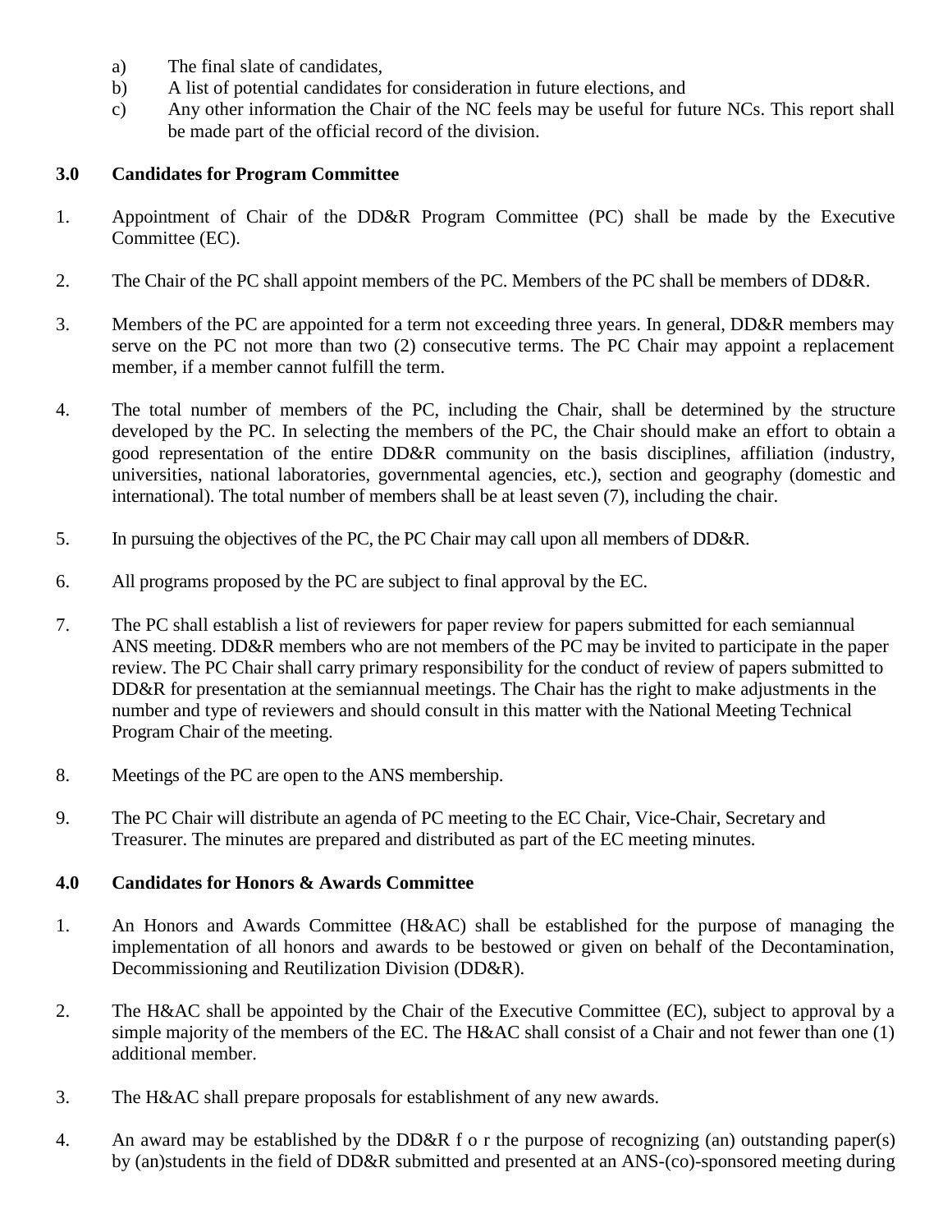a) The final slate of candidates,
b) A list of potential candidates for consideration in future elections, and
c) Any other information the Chair of the NC feels may be useful for future NCs. This report shall be made part of the official record of the division.

## 3.0 Candidates for Program Committee

1. Appointment of Chair of the DD&R Program Committee (PC) shall be made by the Executive Committee (EC).

2. The Chair of the PC shall appoint members of the PC. Members of the PC shall be members of DD&R.

3. Members of the PC are appointed for a term not exceeding three years. In general, DD&R members may serve on the PC not more than two (2) consecutive terms. The PC Chair may appoint a replacement member, if a member cannot fulfill the term.

4. The total number of members of the PC, including the Chair, shall be determined by the structure developed by the PC. In selecting the members of the PC, the Chair should make an effort to obtain a good representation of the entire DD&R community on the basis disciplines, affiliation (industry, universities, national laboratories, governmental agencies, etc.), section and geography (domestic and international). The total number of members shall be at least seven (7), including the chair.

5. In pursuing the objectives of the PC, the PC Chair may call upon all members of DD&R.

6. All programs proposed by the PC are subject to final approval by the EC.

7. The PC shall establish a list of reviewers for paper review for papers submitted for each semiannual ANS meeting. DD&R members who are not members of the PC may be invited to participate in the paper review. The PC Chair shall carry primary responsibility for the conduct of review of papers submitted to DD&R for presentation at the semiannual meetings. The Chair has the right to make adjustments in the number and type of reviewers and should consult in this matter with the National Meeting Technical Program Chair of the meeting.

8. Meetings of the PC are open to the ANS membership.

9. The PC Chair will distribute an agenda of PC meeting to the EC Chair, Vice-Chair, Secretary and Treasurer. The minutes are prepared and distributed as part of the EC meeting minutes.

## 4.0 Candidates for Honors & Awards Committee

1. An Honors and Awards Committee (H&AC) shall be established for the purpose of managing the implementation of all honors and awards to be bestowed or given on behalf of the Decontamination, Decommissioning and Reutilization Division (DD&R).

2. The H&AC shall be appointed by the Chair of the Executive Committee (EC), subject to approval by a simple majority of the members of the EC. The H&AC shall consist of a Chair and not fewer than one (1) additional member.

3. The H&AC shall prepare proposals for establishment of any new awards.

4. An award may be established by the DD&R for the purpose of recognizing (an) outstanding paper(s) by (an)students in the field of DD&R submitted and presented at an ANS-(co)-sponsored meeting during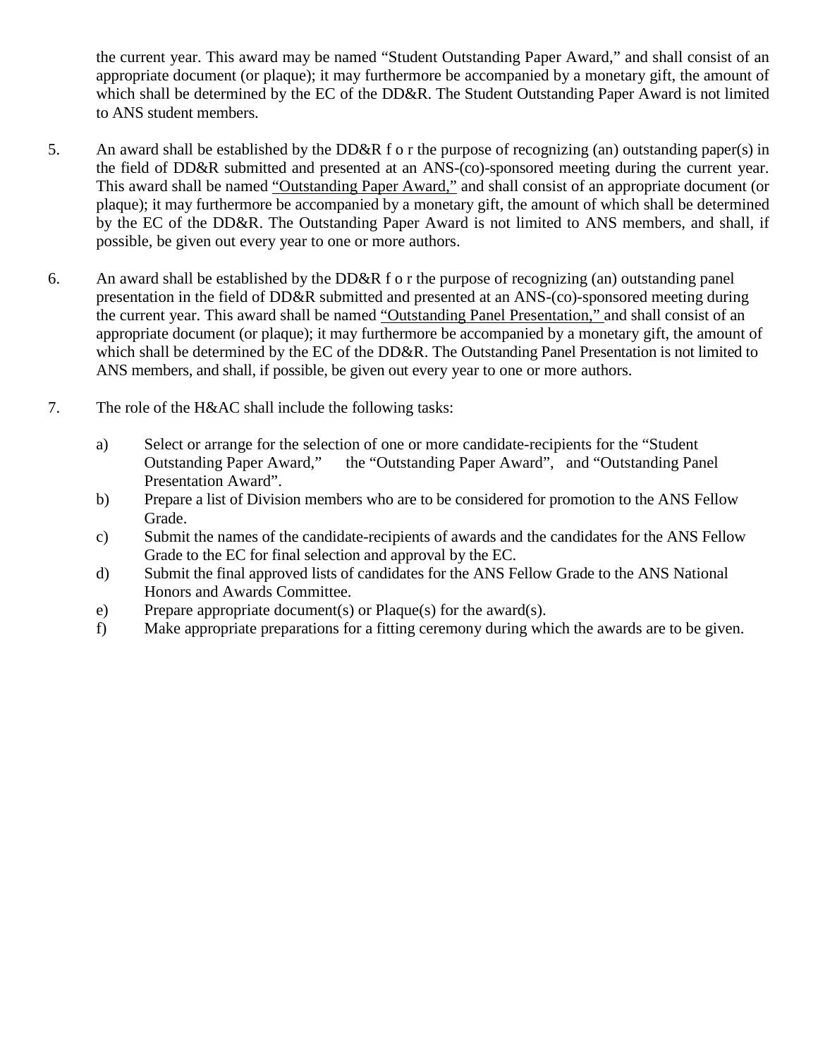the current year. This award may be named "Student Outstanding Paper Award," and shall consist of an appropriate document (or plaque); it may furthermore be accompanied by a monetary gift, the amount of which shall be determined by the EC of the DD&R. The Student Outstanding Paper Award is not limited to ANS student members.

5. An award shall be established by the DD&R for the purpose of recognizing (an) outstanding paper(s) in the field of DD&R submitted and presented at an ANS-(co)-sponsored meeting during the current year. This award shall be named <u>"Outstanding Paper Award,"</u> and shall consist of an appropriate document (or plaque); it may furthermore be accompanied by a monetary gift, the amount of which shall be determined by the EC of the DD&R. The Outstanding Paper Award is not limited to ANS members, and shall, if possible, be given out every year to one or more authors.

6. An award shall be established by the DD&R for the purpose of recognizing (an) outstanding panel presentation in the field of DD&R submitted and presented at an ANS-(co)-sponsored meeting during the current year. This award shall be named <u>"Outstanding Panel Presentation,"</u> and shall consist of an appropriate document (or plaque); it may furthermore be accompanied by a monetary gift, the amount of which shall be determined by the EC of the DD&R. The Outstanding Panel Presentation is not limited to ANS members, and shall, if possible, be given out every year to one or more authors.

7. The role of the H&AC shall include the following tasks:

    a) Select or arrange for the selection of one or more candidate-recipients for the "Student Outstanding Paper Award," the "Outstanding Paper Award", and "Outstanding Panel Presentation Award".
    b) Prepare a list of Division members who are to be considered for promotion to the ANS Fellow Grade.
    c) Submit the names of the candidate-recipients of awards and the candidates for the ANS Fellow Grade to the EC for final selection and approval by the EC.
    d) Submit the final approved lists of candidates for the ANS Fellow Grade to the ANS National Honors and Awards Committee.
    e) Prepare appropriate document(s) or Plaque(s) for the award(s).
    f) Make appropriate preparations for a fitting ceremony during which the awards are to be given.